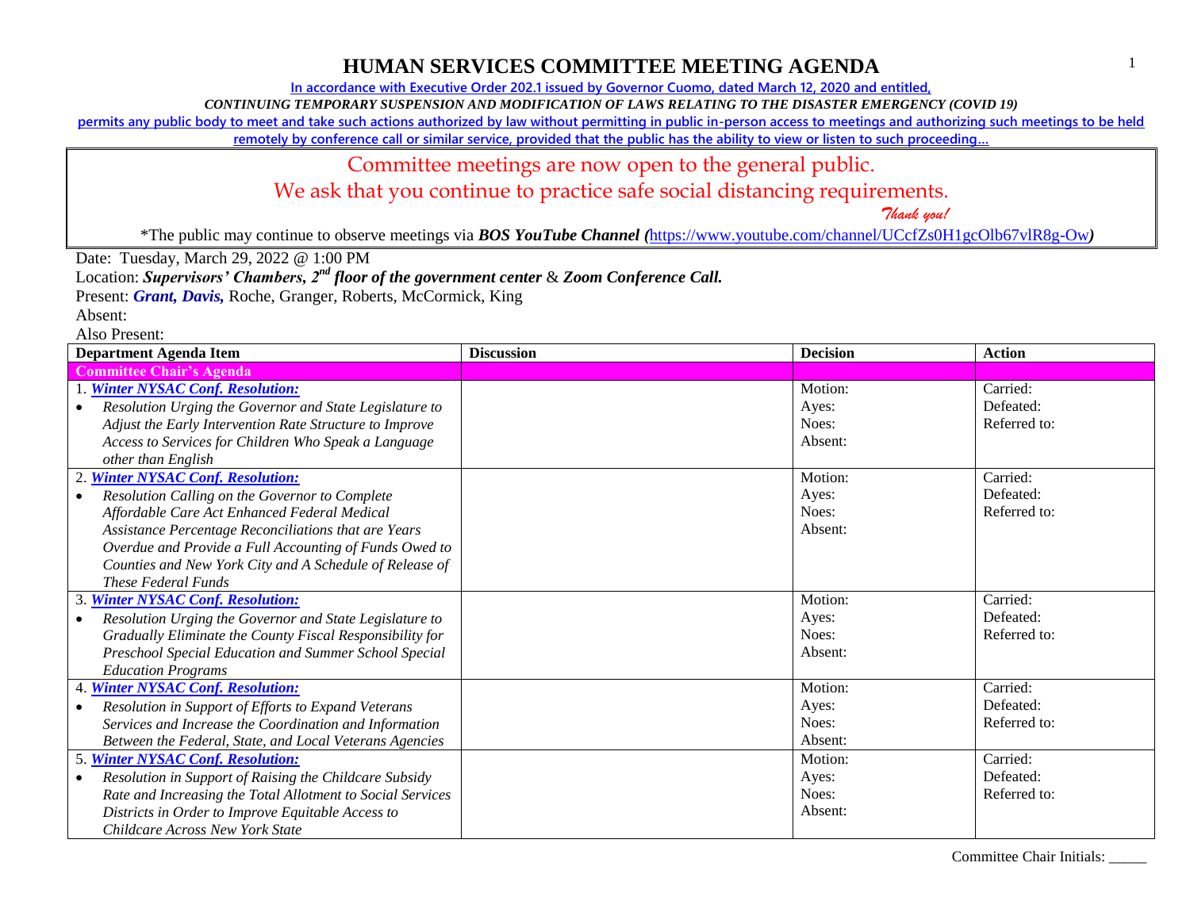# HUMAN SERVICES COMMITTEE MEETING AGENDA

In accordance with Executive Order 202.1 issued by Governor Cuomo, dated March 12, 2020 and entitled,

*CONTINUING TEMPORARY SUSPENSION AND MODIFICATION OF LAWS RELATING TO THE DISASTER EMERGENCY (COVID 19)*

permits any public body to meet and take such actions authorized by law without permitting in public in-person access to meetings and authorizing such meetings to be held remotely by conference call or similar service, provided that the public has the ability to view or listen to such proceeding…

Committee meetings are now open to the general public.

We ask that you continue to practice safe social distancing requirements.

*Thank you!*

*The public may continue to observe meetings via ***BOS YouTube Channel (**https://www.youtube.com/channel/UCcfZs0H1gcOlb67vlR8g-Ow**)**

Date: Tuesday, March 29, 2022 @ 1:00 PM

Location: ***Supervisors' Chambers, 2nd floor of the government center*** & ***Zoom Conference Call.***

Present: ***Grant, Davis,*** Roche, Granger, Roberts, McCormick, King

Absent:

Also Present:

| Department Agenda Item | Discussion | Decision | Action |
|---|---|---|---|
| **Committee Chair's Agenda** | | | |
| 1. ***Winter NYSAC Conf. Resolution:*** <br>• *Resolution Urging the Governor and State Legislature to Adjust the Early Intervention Rate Structure to Improve Access to Services for Children Who Speak a Language other than English* | | Motion:<br>Ayes:<br>Noes:<br>Absent: | Carried:<br>Defeated:<br>Referred to: |
| 2. ***Winter NYSAC Conf. Resolution:*** <br>• *Resolution Calling on the Governor to Complete Affordable Care Act Enhanced Federal Medical Assistance Percentage Reconciliations that are Years Overdue and Provide a Full Accounting of Funds Owed to Counties and New York City and A Schedule of Release of These Federal Funds* | | Motion:<br>Ayes:<br>Noes:<br>Absent: | Carried:<br>Defeated:<br>Referred to: |
| 3. ***Winter NYSAC Conf. Resolution:*** <br>• *Resolution Urging the Governor and State Legislature to Gradually Eliminate the County Fiscal Responsibility for Preschool Special Education and Summer School Special Education Programs* | | Motion:<br>Ayes:<br>Noes:<br>Absent: | Carried:<br>Defeated:<br>Referred to: |
| 4. ***Winter NYSAC Conf. Resolution:*** <br>• *Resolution in Support of Efforts to Expand Veterans Services and Increase the Coordination and Information Between the Federal, State, and Local Veterans Agencies* | | Motion:<br>Ayes:<br>Noes:<br>Absent: | Carried:<br>Defeated:<br>Referred to: |
| 5. ***Winter NYSAC Conf. Resolution:*** <br>• *Resolution in Support of Raising the Childcare Subsidy Rate and Increasing the Total Allotment to Social Services Districts in Order to Improve Equitable Access to Childcare Across New York State* | | Motion:<br>Ayes:<br>Noes:<br>Absent: | Carried:<br>Defeated:<br>Referred to: |

Committee Chair Initials: _____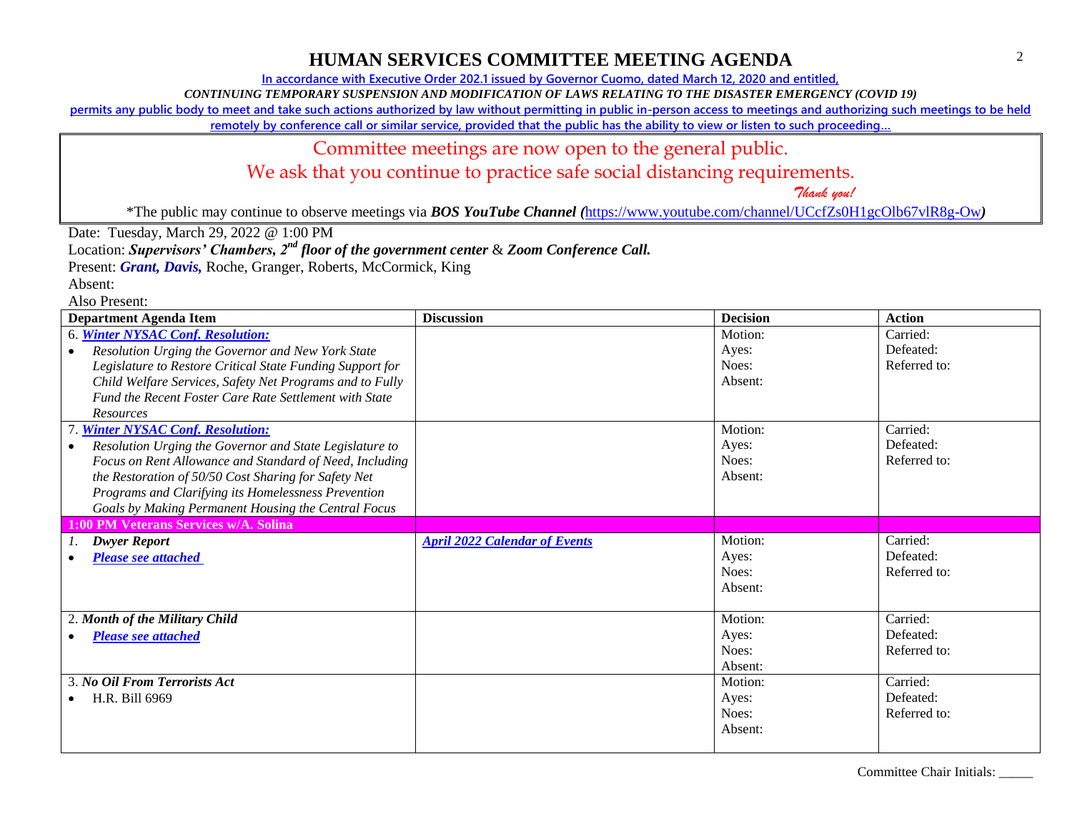# HUMAN SERVICES COMMITTEE MEETING AGENDA

In accordance with Executive Order 202.1 issued by Governor Cuomo, dated March 12, 2020 and entitled,

*CONTINUING TEMPORARY SUSPENSION AND MODIFICATION OF LAWS RELATING TO THE DISASTER EMERGENCY (COVID 19)*

permits any public body to meet and take such actions authorized by law without permitting in public in-person access to meetings and authorizing such meetings to be held remotely by conference call or similar service, provided that the public has the ability to view or listen to such proceeding…

Committee meetings are now open to the general public.

We ask that you continue to practice safe social distancing requirements.

*Thank you!*

*The public may continue to observe meetings via ***BOS YouTube Channel (***https://www.youtube.com/channel/UCcfZs0H1gcOlb67vlR8g-Ow***)***

Date: Tuesday, March 29, 2022 @ 1:00 PM

Location: ***Supervisors' Chambers, 2nd floor of the government center*** & ***Zoom Conference Call.***

Present: ***Grant, Davis,*** Roche, Granger, Roberts, McCormick, King

Absent:

Also Present:

| Department Agenda Item | Discussion | Decision | Action |
|---|---|---|---|
| 6. ***Winter NYSAC Conf. Resolution:***<br>• *Resolution Urging the Governor and New York State Legislature to Restore Critical State Funding Support for Child Welfare Services, Safety Net Programs and to Fully Fund the Recent Foster Care Rate Settlement with State Resources* | | Motion:<br>Ayes:<br>Noes:<br>Absent: | Carried:<br>Defeated:<br>Referred to: |
| 7. ***Winter NYSAC Conf. Resolution:***<br>• *Resolution Urging the Governor and State Legislature to Focus on Rent Allowance and Standard of Need, Including the Restoration of 50/50 Cost Sharing for Safety Net Programs and Clarifying its Homelessness Prevention Goals by Making Permanent Housing the Central Focus* | | Motion:<br>Ayes:<br>Noes:<br>Absent: | Carried:<br>Defeated:<br>Referred to: |
| **1:00 PM Veterans Services w/A. Solina** | | | |
| 1. ***Dwyer Report***<br>• ***Please see attached*** | ***April 2022 Calendar of Events*** | Motion:<br>Ayes:<br>Noes:<br>Absent: | Carried:<br>Defeated:<br>Referred to: |
| 2. ***Month of the Military Child***<br>• ***Please see attached*** | | Motion:<br>Ayes:<br>Noes:<br>Absent: | Carried:<br>Defeated:<br>Referred to: |
| 3. ***No Oil From Terrorists Act***<br>• H.R. Bill 6969 | | Motion:<br>Ayes:<br>Noes:<br>Absent: | Carried:<br>Defeated:<br>Referred to: |

Committee Chair Initials: _____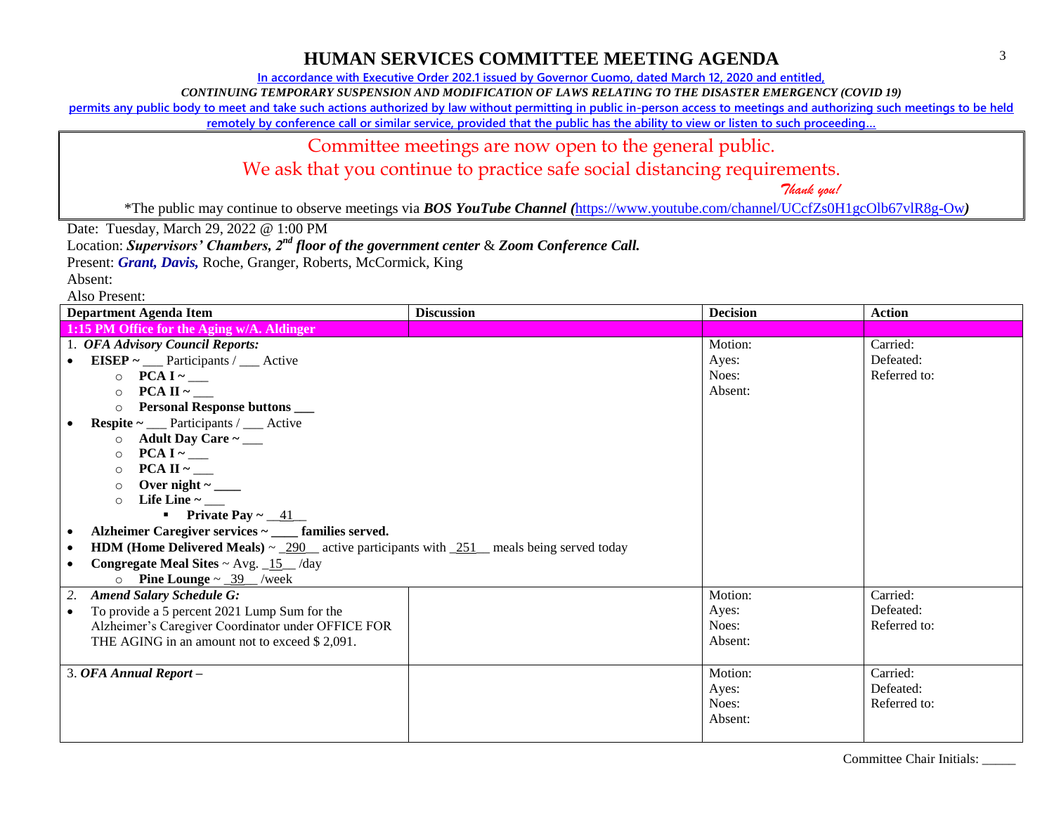# HUMAN SERVICES COMMITTEE MEETING AGENDA

In accordance with Executive Order 202.1 issued by Governor Cuomo, dated March 12, 2020 and entitled,

*CONTINUING TEMPORARY SUSPENSION AND MODIFICATION OF LAWS RELATING TO THE DISASTER EMERGENCY (COVID 19)*

permits any public body to meet and take such actions authorized by law without permitting in public in-person access to meetings and authorizing such meetings to be held remotely by conference call or similar service, provided that the public has the ability to view or listen to such proceeding…

Committee meetings are now open to the general public.

We ask that you continue to practice safe social distancing requirements.

*Thank you!*

*The public may continue to observe meetings via ***BOS YouTube Channel (***https://www.youtube.com/channel/UCcfZs0H1gcOlb67vlR8g-Ow***)**

Date: Tuesday, March 29, 2022 @ 1:00 PM

Location: ***Supervisors' Chambers, 2nd floor of the government center*** & ***Zoom Conference Call.***

Present: ***Grant, Davis,*** Roche, Granger, Roberts, McCormick, King

Absent:

Also Present:

| Department Agenda Item | Discussion | Decision | Action |
|---|---|---|---|
| **1:15 PM Office for the Aging w/A. Aldinger** | | | |
| 1. ***OFA Advisory Council Reports:***<br>• **EISEP ~** ___ Participants / ___ Active<br>  ○ **PCA I ~** ___<br>  ○ **PCA II ~** ___<br>  ○ **Personal Response buttons ___**<br>• **Respite ~** ___ Participants / ___ Active<br>  ○ **Adult Day Care ~** ___<br>  ○ **PCA I ~** ___<br>  ○ **PCA II ~** ___<br>  ○ **Over night ~ ____**<br>  ○ **Life Line ~** ___<br>    ▪ **Private Pay ~** __41__<br>• **Alzheimer Caregiver services ~ ____ families served.**<br>• **HDM (Home Delivered Meals)** ~ _290__ active participants with _251__ meals being served today<br>• **Congregate Meal Sites** ~ Avg. _15__ /day<br>  ○ **Pine Lounge** ~ _39__ /week | | Motion:<br>Ayes:<br>Noes:<br>Absent: | Carried:<br>Defeated:<br>Referred to: |
| 2. ***Amend Salary Schedule G:***<br>• To provide a 5 percent 2021 Lump Sum for the Alzheimer's Caregiver Coordinator under OFFICE FOR THE AGING in an amount not to exceed $ 2,091. | | Motion:<br>Ayes:<br>Noes:<br>Absent: | Carried:<br>Defeated:<br>Referred to: |
| 3. ***OFA Annual Report –*** | | Motion:<br>Ayes:<br>Noes:<br>Absent: | Carried:<br>Defeated:<br>Referred to: |

Committee Chair Initials: _____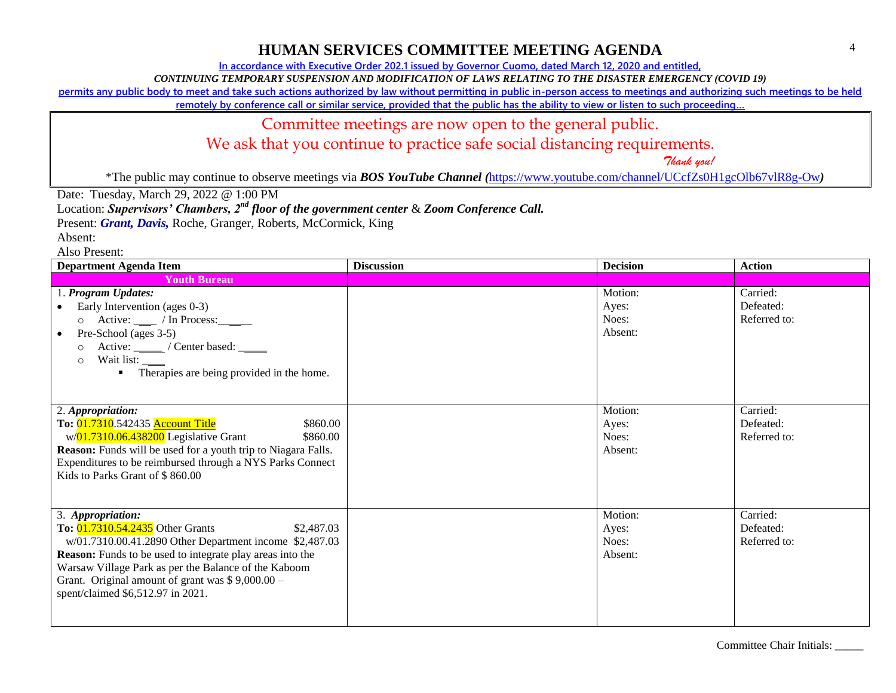# HUMAN SERVICES COMMITTEE MEETING AGENDA

In accordance with Executive Order 202.1 issued by Governor Cuomo, dated March 12, 2020 and entitled,

*CONTINUING TEMPORARY SUSPENSION AND MODIFICATION OF LAWS RELATING TO THE DISASTER EMERGENCY (COVID 19)*

permits any public body to meet and take such actions authorized by law without permitting in public in-person access to meetings and authorizing such meetings to be held remotely by conference call or similar service, provided that the public has the ability to view or listen to such proceeding…

Committee meetings are now open to the general public.

We ask that you continue to practice safe social distancing requirements.

*Thank you!*

*The public may continue to observe meetings via ***BOS YouTube Channel (***https://www.youtube.com/channel/UCcfZs0H1gcOlb67vlR8g-Ow***)***

Date: Tuesday, March 29, 2022 @ 1:00 PM

Location: ***Supervisors' Chambers, 2nd floor of the government center*** & ***Zoom Conference Call.***

Present: ***Grant, Davis,*** Roche, Granger, Roberts, McCormick, King

Absent:

Also Present:

| Department Agenda Item | Discussion | Decision | Action |
|---|---|---|---|
| **Youth Bureau** | | | |
| 1. ***Program Updates:***<br>• Early Intervention (ages 0-3)<br>○ Active: ___ / In Process:______<br>• Pre-School (ages 3-5)<br>○ Active: _____ / Center based: _____<br>○ Wait list: ____<br>▪ Therapies are being provided in the home. | | Motion:<br>Ayes:<br>Noes:<br>Absent: | Carried:<br>Defeated:<br>Referred to: |
| 2. ***Appropriation:***<br>**To:** 01.7310.542435 Account Title $860.00<br>w/01.7310.06.438200 Legislative Grant $860.00<br>**Reason:** Funds will be used for a youth trip to Niagara Falls. Expenditures to be reimbursed through a NYS Parks Connect Kids to Parks Grant of $ 860.00 | | Motion:<br>Ayes:<br>Noes:<br>Absent: | Carried:<br>Defeated:<br>Referred to: |
| 3. ***Appropriation:***<br>**To:** 01.7310.54.2435 Other Grants $2,487.03<br>w/01.7310.00.41.2890 Other Department income $2,487.03<br>**Reason:** Funds to be used to integrate play areas into the Warsaw Village Park as per the Balance of the Kaboom Grant. Original amount of grant was $ 9,000.00 – spent/claimed $6,512.97 in 2021. | | Motion:<br>Ayes:<br>Noes:<br>Absent: | Carried:<br>Defeated:<br>Referred to: |

Committee Chair Initials: _____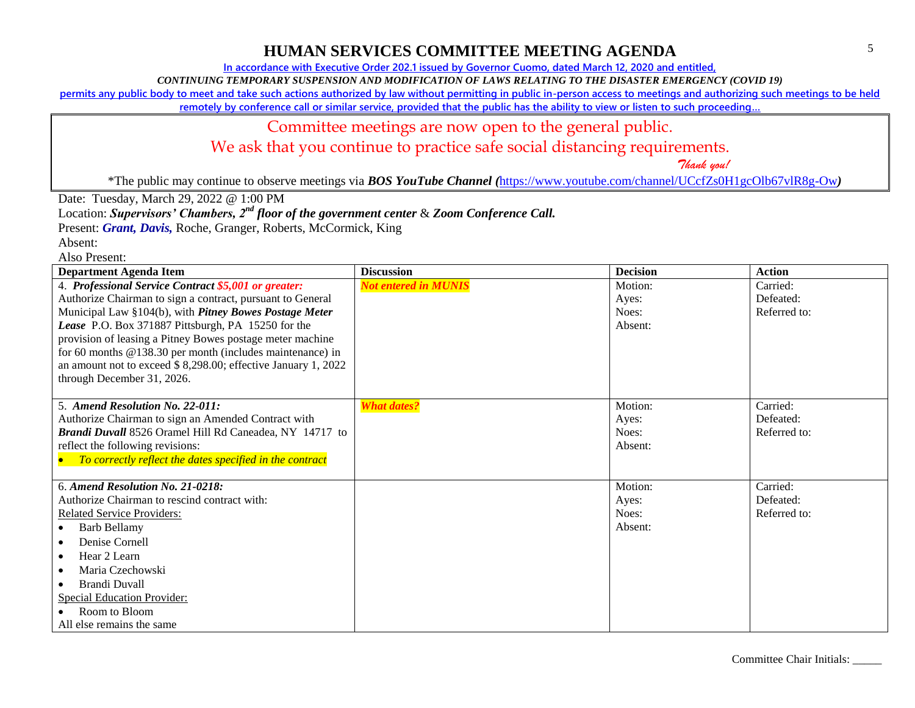# HUMAN SERVICES COMMITTEE MEETING AGENDA

In accordance with Executive Order 202.1 issued by Governor Cuomo, dated March 12, 2020 and entitled,

*CONTINUING TEMPORARY SUSPENSION AND MODIFICATION OF LAWS RELATING TO THE DISASTER EMERGENCY (COVID 19)*

permits any public body to meet and take such actions authorized by law without permitting in public in-person access to meetings and authorizing such meetings to be held remotely by conference call or similar service, provided that the public has the ability to view or listen to such proceeding…

Committee meetings are now open to the general public.

We ask that you continue to practice safe social distancing requirements.

*Thank you!*

*The public may continue to observe meetings via ***BOS YouTube Channel (***https://www.youtube.com/channel/UCcfZs0H1gcOlb67vlR8g-Ow***)***

Date: Tuesday, March 29, 2022 @ 1:00 PM

Location: ***Supervisors' Chambers, 2nd floor of the government center*** & ***Zoom Conference Call.***

Present: ***Grant, Davis,*** Roche, Granger, Roberts, McCormick, King

Absent:

Also Present:

| Department Agenda Item | Discussion | Decision | Action |
|---|---|---|---|
| 4. ***Professional Service Contract $5,001 or greater:*** Authorize Chairman to sign a contract, pursuant to General Municipal Law §104(b), with ***Pitney Bowes Postage Meter Lease*** P.O. Box 371887 Pittsburgh, PA 15250 for the provision of leasing a Pitney Bowes postage meter machine for 60 months @138.30 per month (includes maintenance) in an amount not to exceed $ 8,298.00; effective January 1, 2022 through December 31, 2026. | ***Not entered in MUNIS*** | Motion:<br>Ayes:<br>Noes:<br>Absent: | Carried:<br>Defeated:<br>Referred to: |
| 5. ***Amend Resolution No. 22-011:*** Authorize Chairman to sign an Amended Contract with ***Brandi Duvall*** 8526 Oramel Hill Rd Caneadea, NY 14717 to reflect the following revisions:<br>• *To correctly reflect the dates specified in the contract* | ***What dates?*** | Motion:<br>Ayes:<br>Noes:<br>Absent: | Carried:<br>Defeated:<br>Referred to: |
| 6. ***Amend Resolution No. 21-0218:*** Authorize Chairman to rescind contract with:<br>Related Service Providers:<br>• Barb Bellamy<br>• Denise Cornell<br>• Hear 2 Learn<br>• Maria Czechowski<br>• Brandi Duvall<br>Special Education Provider:<br>• Room to Bloom<br>All else remains the same | | Motion:<br>Ayes:<br>Noes:<br>Absent: | Carried:<br>Defeated:<br>Referred to: |

Committee Chair Initials: _____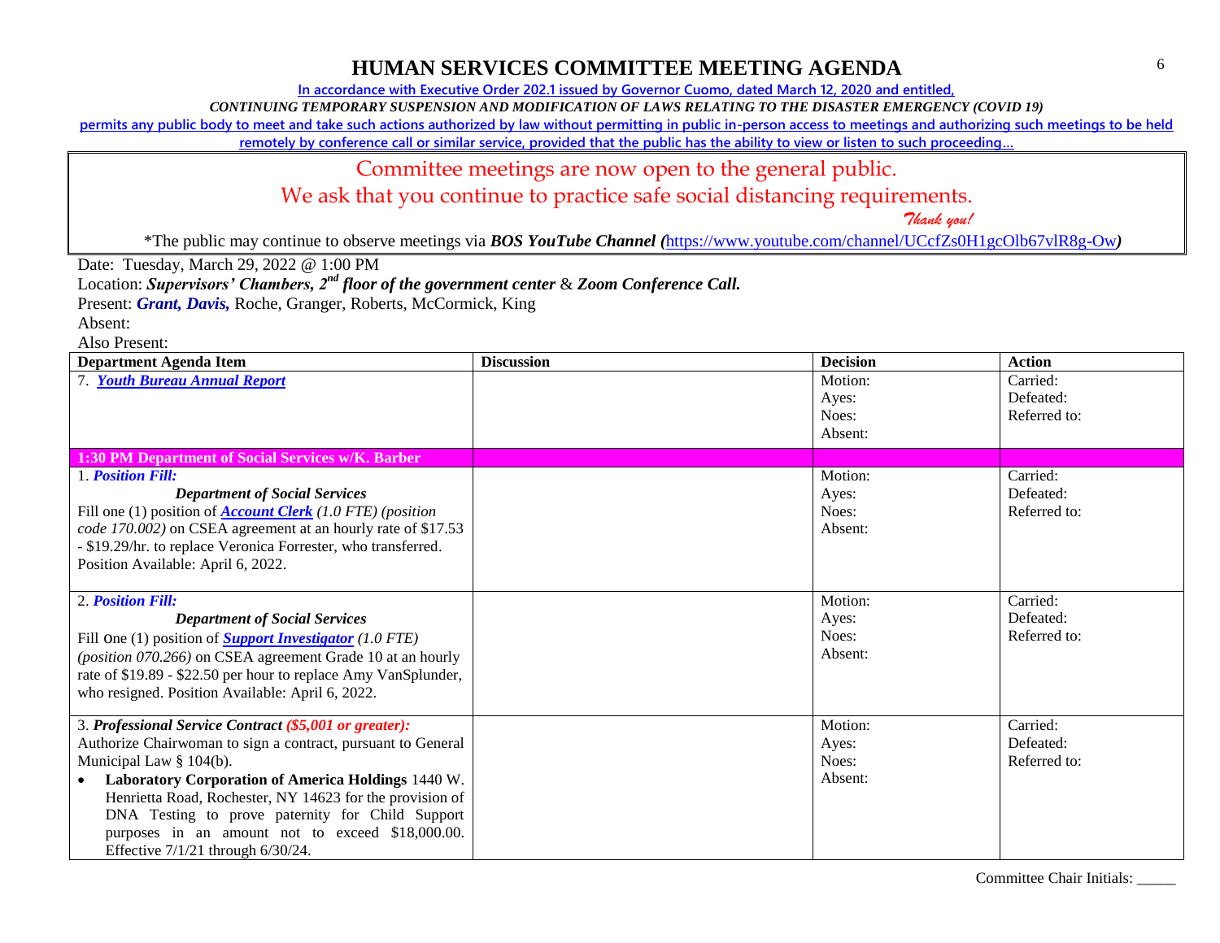# HUMAN SERVICES COMMITTEE MEETING AGENDA

In accordance with Executive Order 202.1 issued by Governor Cuomo, dated March 12, 2020 and entitled,

*CONTINUING TEMPORARY SUSPENSION AND MODIFICATION OF LAWS RELATING TO THE DISASTER EMERGENCY (COVID 19)*

permits any public body to meet and take such actions authorized by law without permitting in public in-person access to meetings and authorizing such meetings to be held remotely by conference call or similar service, provided that the public has the ability to view or listen to such proceeding…

Committee meetings are now open to the general public.
We ask that you continue to practice safe social distancing requirements.
*Thank you!*

*The public may continue to observe meetings via ***BOS YouTube Channel*** (https://www.youtube.com/channel/UCcfZs0H1gcOlb67vlR8g-Ow)

Date: Tuesday, March 29, 2022 @ 1:00 PM
Location: ***Supervisors' Chambers, 2nd floor of the government center*** & ***Zoom Conference Call.***
Present: ***Grant, Davis,*** Roche, Granger, Roberts, McCormick, King
Absent:
Also Present:

| Department Agenda Item | Discussion | Decision | Action |
|---|---|---|---|
| 7. ***Youth Bureau Annual Report*** | | Motion:<br>Ayes:<br>Noes:<br>Absent: | Carried:<br>Defeated:<br>Referred to: |
| **1:30 PM Department of Social Services w/K. Barber** | | | |
| 1. ***Position Fill:***<br>***Department of Social Services***<br>Fill one (1) position of ***Account Clerk*** *(1.0 FTE) (position code 170.002)* on CSEA agreement at an hourly rate of $17.53 - $19.29/hr. to replace Veronica Forrester, who transferred. Position Available: April 6, 2022. | | Motion:<br>Ayes:<br>Noes:<br>Absent: | Carried:<br>Defeated:<br>Referred to: |
| 2. ***Position Fill:***<br>***Department of Social Services***<br>Fill one (1) position of ***Support Investigator*** *(1.0 FTE) (position 070.266)* on CSEA agreement Grade 10 at an hourly rate of $19.89 - $22.50 per hour to replace Amy VanSplunder, who resigned. Position Available: April 6, 2022. | | Motion:<br>Ayes:<br>Noes:<br>Absent: | Carried:<br>Defeated:<br>Referred to: |
| 3. ***Professional Service Contract ($5,001 or greater):***<br>Authorize Chairwoman to sign a contract, pursuant to General Municipal Law § 104(b).<br>• **Laboratory Corporation of America Holdings** 1440 W. Henrietta Road, Rochester, NY 14623 for the provision of DNA Testing to prove paternity for Child Support purposes in an amount not to exceed $18,000.00. Effective 7/1/21 through 6/30/24. | | Motion:<br>Ayes:<br>Noes:<br>Absent: | Carried:<br>Defeated:<br>Referred to: |

Committee Chair Initials: _____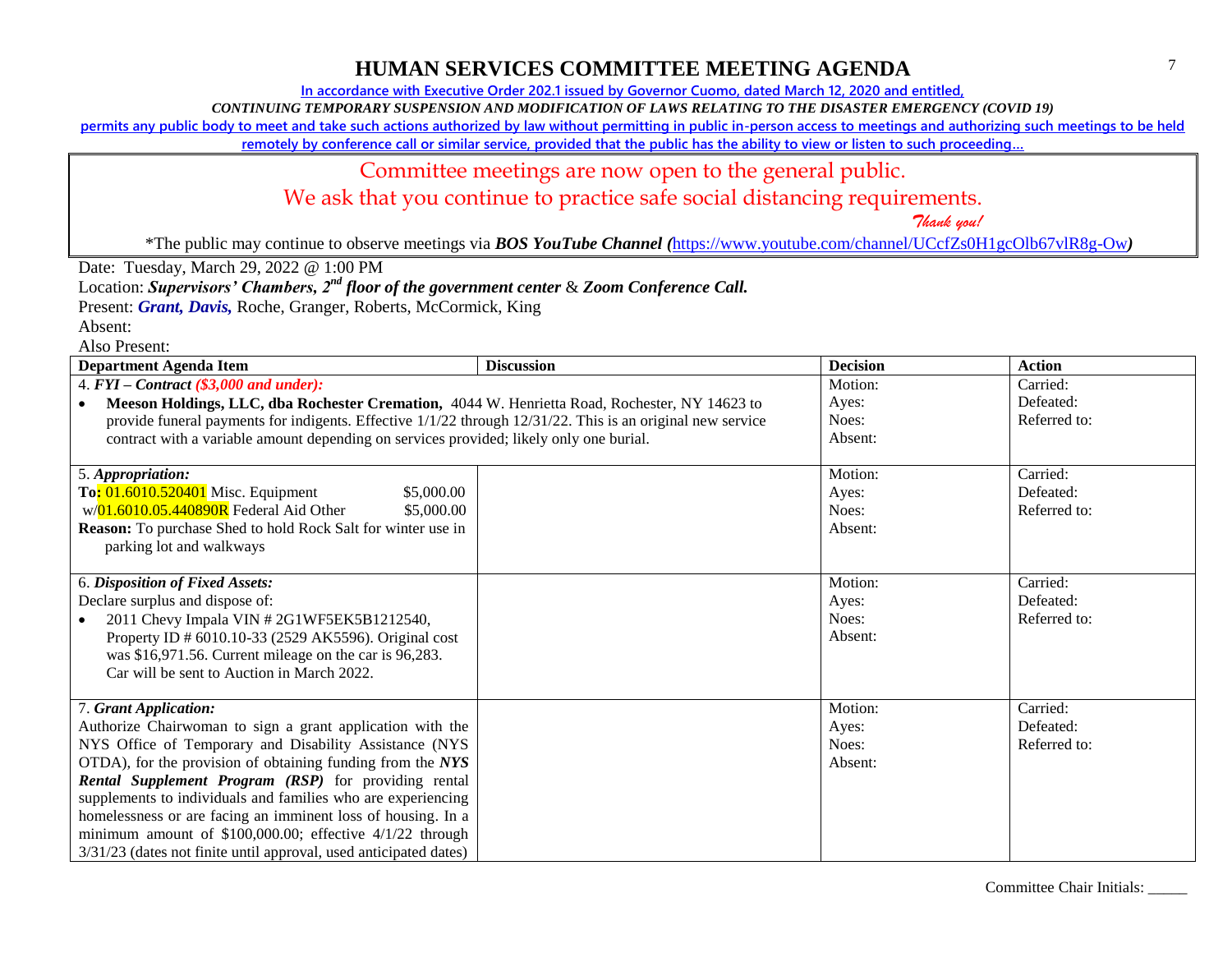# HUMAN SERVICES COMMITTEE MEETING AGENDA

In accordance with Executive Order 202.1 issued by Governor Cuomo, dated March 12, 2020 and entitled,

*CONTINUING TEMPORARY SUSPENSION AND MODIFICATION OF LAWS RELATING TO THE DISASTER EMERGENCY (COVID 19)*

permits any public body to meet and take such actions authorized by law without permitting in public in-person access to meetings and authorizing such meetings to be held remotely by conference call or similar service, provided that the public has the ability to view or listen to such proceeding…

Committee meetings are now open to the general public.

We ask that you continue to practice safe social distancing requirements.

*Thank you!*

*The public may continue to observe meetings via ***BOS YouTube Channel*** *(*https://www.youtube.com/channel/UCcfZs0H1gcOlb67vlR8g-Ow*)*

Date: Tuesday, March 29, 2022 @ 1:00 PM

Location: ***Supervisors' Chambers, 2nd floor of the government center*** & ***Zoom Conference Call.***

Present: ***Grant, Davis,*** Roche, Granger, Roberts, McCormick, King

Absent:

Also Present:

| Department Agenda Item | Discussion | Decision | Action |
|---|---|---|---|
| 4. ***FYI – Contract*** *($3,000 and under):*<br>• **Meeson Holdings, LLC, dba Rochester Cremation,** 4044 W. Henrietta Road, Rochester, NY 14623 to provide funeral payments for indigents. Effective 1/1/22 through 12/31/22. This is an original new service contract with a variable amount depending on services provided; likely only one burial. | | Motion:<br>Ayes:<br>Noes:<br>Absent: | Carried:<br>Defeated:<br>Referred to: |
| 5. ***Appropriation:***<br>**To:** 01.6010.520401 Misc. Equipment $5,000.00<br>w/01.6010.05.440890R Federal Aid Other $5,000.00<br>**Reason:** To purchase Shed to hold Rock Salt for winter use in parking lot and walkways | | Motion:<br>Ayes:<br>Noes:<br>Absent: | Carried:<br>Defeated:<br>Referred to: |
| 6. ***Disposition of Fixed Assets:***<br>Declare surplus and dispose of:<br>• 2011 Chevy Impala VIN # 2G1WF5EK5B1212540, Property ID # 6010.10-33 (2529 AK5596). Original cost was $16,971.56. Current mileage on the car is 96,283. Car will be sent to Auction in March 2022. | | Motion:<br>Ayes:<br>Noes:<br>Absent: | Carried:<br>Defeated:<br>Referred to: |
| 7. ***Grant Application:***<br>Authorize Chairwoman to sign a grant application with the NYS Office of Temporary and Disability Assistance (NYS OTDA), for the provision of obtaining funding from the ***NYS Rental Supplement Program (RSP)*** for providing rental supplements to individuals and families who are experiencing homelessness or are facing an imminent loss of housing. In a minimum amount of $100,000.00; effective 4/1/22 through 3/31/23 (dates not finite until approval, used anticipated dates) | | Motion:<br>Ayes:<br>Noes:<br>Absent: | Carried:<br>Defeated:<br>Referred to: |

Committee Chair Initials: _____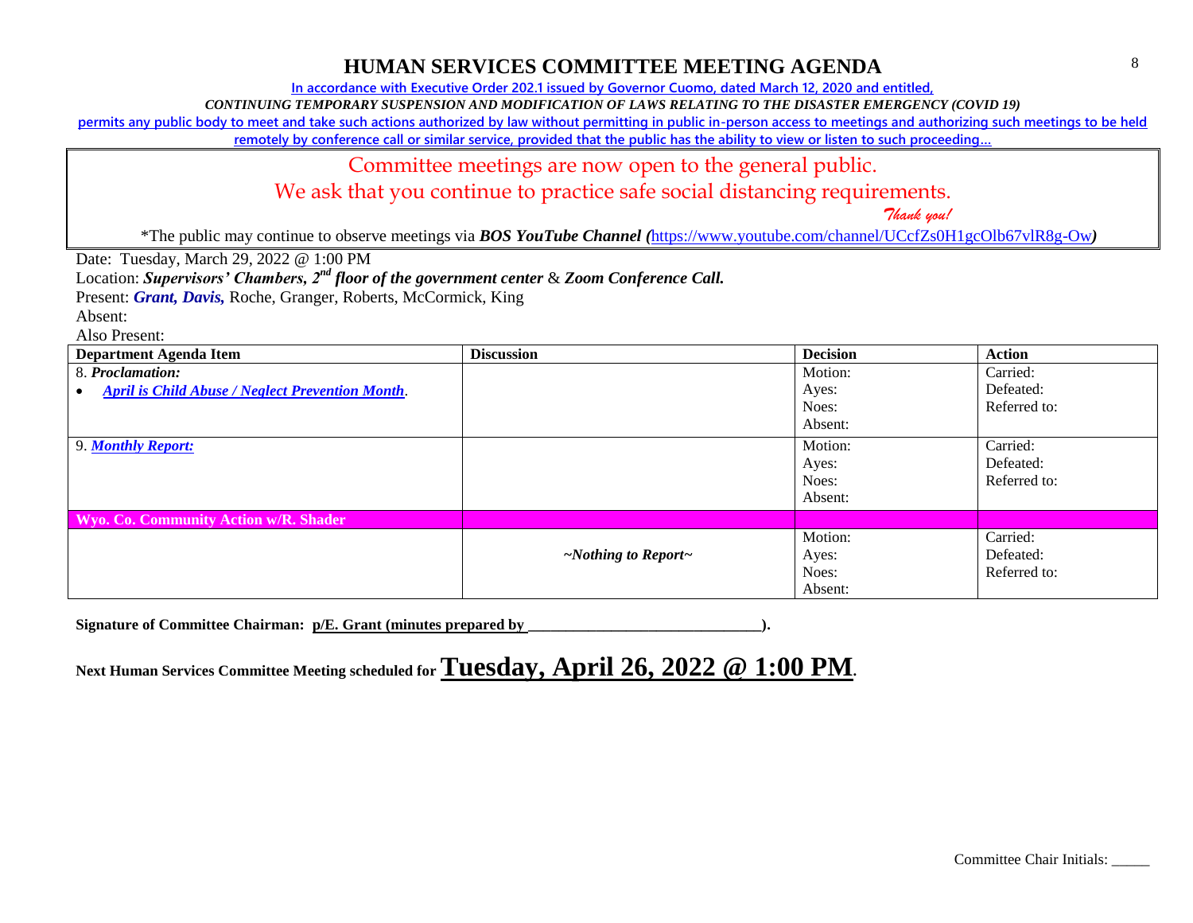# HUMAN SERVICES COMMITTEE MEETING AGENDA

In accordance with Executive Order 202.1 issued by Governor Cuomo, dated March 12, 2020 and entitled,

*CONTINUING TEMPORARY SUSPENSION AND MODIFICATION OF LAWS RELATING TO THE DISASTER EMERGENCY (COVID 19)*

permits any public body to meet and take such actions authorized by law without permitting in public in-person access to meetings and authorizing such meetings to be held remotely by conference call or similar service, provided that the public has the ability to view or listen to such proceeding…

Committee meetings are now open to the general public.

We ask that you continue to practice safe social distancing requirements.

*Thank you!*

*The public may continue to observe meetings via ***BOS YouTube Channel*** *(*https://www.youtube.com/channel/UCcfZs0H1gcOlb67vlR8g-Ow*)*

Date: Tuesday, March 29, 2022 @ 1:00 PM

Location: ***Supervisors' Chambers, 2nd floor of the government center*** & ***Zoom Conference Call.***

Present: ***Grant, Davis,*** Roche, Granger, Roberts, McCormick, King

Absent:

Also Present:

| Department Agenda Item | Discussion | Decision | Action |
|---|---|---|---|
| 8. ***Proclamation:*** <br>• ***April is Child Abuse / Neglect Prevention Month***. | | Motion:<br>Ayes:<br>Noes:<br>Absent: | Carried:<br>Defeated:<br>Referred to: |
| 9. ***Monthly Report:*** | | Motion:<br>Ayes:<br>Noes:<br>Absent: | Carried:<br>Defeated:<br>Referred to: |
| **Wyo. Co. Community Action w/R. Shader** | | | |
| | ***~Nothing to Report~*** | Motion:<br>Ayes:<br>Noes:<br>Absent: | Carried:<br>Defeated:<br>Referred to: |

**Signature of Committee Chairman: p/E. Grant (minutes prepared by ______________________________).**

**Next Human Services Committee Meeting scheduled for Tuesday, April 26, 2022 @ 1:00 PM.**

Committee Chair Initials: _____